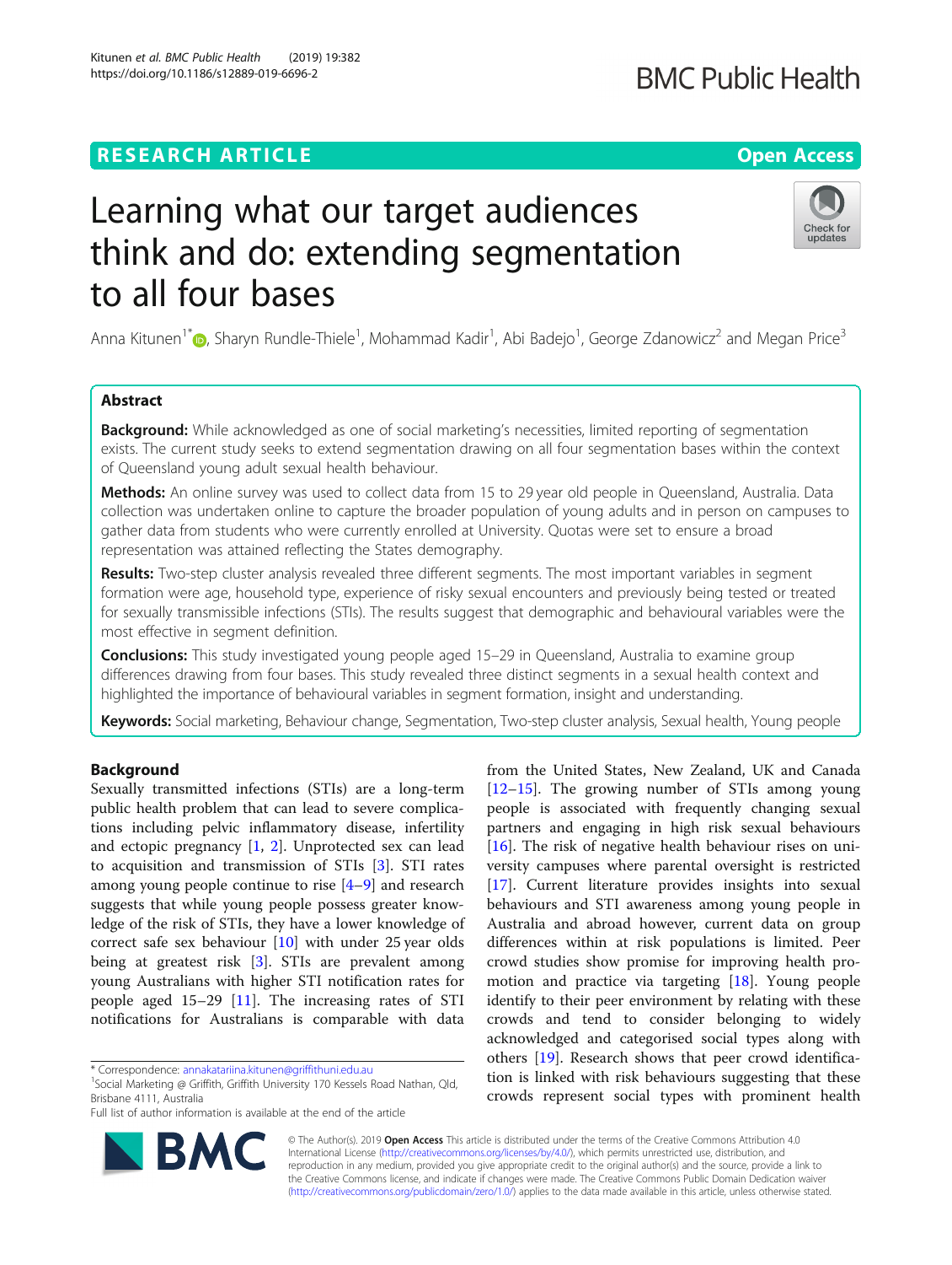RESEARCH ARTICLE

Open Access

# Learning what our target audiences think and do: extending segmentation to all four bases

Anna Kitunen[1*], Sharyn Rundle-Thiele[1], Mohammad Kadir[1], Abi Badejo[1], George Zdanowicz[2] and Megan Price[3]

## Abstract

**Background:** While acknowledged as one of social marketing's necessities, limited reporting of segmentation exists. The current study seeks to extend segmentation drawing on all four segmentation bases within the context of Queensland young adult sexual health behaviour.

**Methods:** An online survey was used to collect data from 15 to 29 year old people in Queensland, Australia. Data collection was undertaken online to capture the broader population of young adults and in person on campuses to gather data from students who were currently enrolled at University. Quotas were set to ensure a broad representation was attained reflecting the States demography.

**Results:** Two-step cluster analysis revealed three different segments. The most important variables in segment formation were age, household type, experience of risky sexual encounters and previously being tested or treated for sexually transmissible infections (STIs). The results suggest that demographic and behavioural variables were the most effective in segment definition.

**Conclusions:** This study investigated young people aged 15–29 in Queensland, Australia to examine group differences drawing from four bases. This study revealed three distinct segments in a sexual health context and highlighted the importance of behavioural variables in segment formation, insight and understanding.

**Keywords:** Social marketing, Behaviour change, Segmentation, Two-step cluster analysis, Sexual health, Young people

## Background

Sexually transmitted infections (STIs) are a long-term public health problem that can lead to severe complications including pelvic inflammatory disease, infertility and ectopic pregnancy [1, 2]. Unprotected sex can lead to acquisition and transmission of STIs [3]. STI rates among young people continue to rise [4–9] and research suggests that while young people possess greater knowledge of the risk of STIs, they have a lower knowledge of correct safe sex behaviour [10] with under 25 year olds being at greatest risk [3]. STIs are prevalent among young Australians with higher STI notification rates for people aged 15–29 [11]. The increasing rates of STI notifications for Australians is comparable with data from the United States, New Zealand, UK and Canada [12–15]. The growing number of STIs among young people is associated with frequently changing sexual partners and engaging in high risk sexual behaviours [16]. The risk of negative health behaviour rises on university campuses where parental oversight is restricted [17]. Current literature provides insights into sexual behaviours and STI awareness among young people in Australia and abroad however, current data on group differences within at risk populations is limited. Peer crowd studies show promise for improving health promotion and practice via targeting [18]. Young people identify to their peer environment by relating with these crowds and tend to consider belonging to widely acknowledged and categorised social types along with others [19]. Research shows that peer crowd identification is linked with risk behaviours suggesting that these crowds represent social types with prominent health

\* Correspondence: annakatariina.kitunen@griffithuni.edu.au
[1]Social Marketing @ Griffith, Griffith University 170 Kessels Road Nathan, Qld, Brisbane 4111, Australia
Full list of author information is available at the end of the article

© The Author(s). 2019 **Open Access** This article is distributed under the terms of the Creative Commons Attribution 4.0 International License (http://creativecommons.org/licenses/by/4.0/), which permits unrestricted use, distribution, and reproduction in any medium, provided you give appropriate credit to the original author(s) and the source, provide a link to the Creative Commons license, and indicate if changes were made. The Creative Commons Public Domain Dedication waiver (http://creativecommons.org/publicdomain/zero/1.0/) applies to the data made available in this article, unless otherwise stated.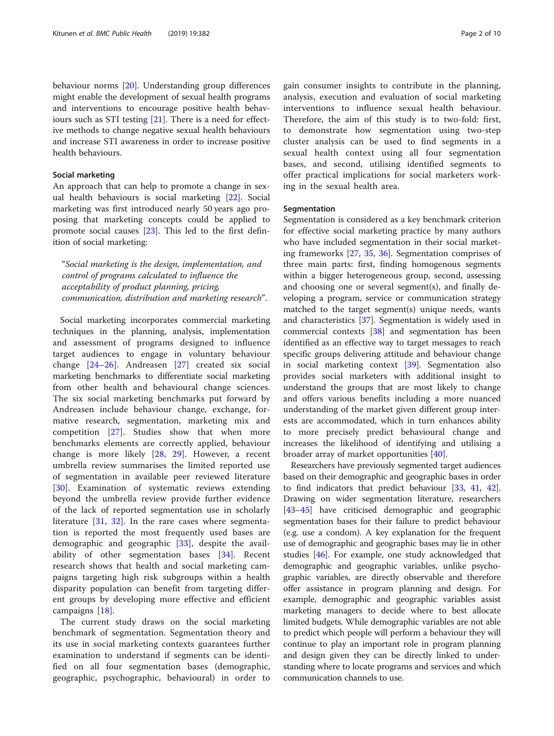behaviour norms [20]. Understanding group differences might enable the development of sexual health programs and interventions to encourage positive health behaviours such as STI testing [21]. There is a need for effective methods to change negative sexual health behaviours and increase STI awareness in order to increase positive health behaviours.

### Social marketing

An approach that can help to promote a change in sexual health behaviours is social marketing [22]. Social marketing was first introduced nearly 50 years ago proposing that marketing concepts could be applied to promote social causes [23]. This led to the first definition of social marketing:

> "*Social marketing is the design, implementation, and control of programs calculated to influence the acceptability of product planning, pricing, communication, distribution and marketing research*".

Social marketing incorporates commercial marketing techniques in the planning, analysis, implementation and assessment of programs designed to influence target audiences to engage in voluntary behaviour change [24–26]. Andreasen [27] created six social marketing benchmarks to differentiate social marketing from other health and behavioural change sciences. The six social marketing benchmarks put forward by Andreasen include behaviour change, exchange, formative research, segmentation, marketing mix and competition [27]. Studies show that when more benchmarks elements are correctly applied, behaviour change is more likely [28, 29]. However, a recent umbrella review summarises the limited reported use of segmentation in available peer reviewed literature [30]. Examination of systematic reviews extending beyond the umbrella review provide further evidence of the lack of reported segmentation use in scholarly literature [31, 32]. In the rare cases where segmentation is reported the most frequently used bases are demographic and geographic [33], despite the availability of other segmentation bases [34]. Recent research shows that health and social marketing campaigns targeting high risk subgroups within a health disparity population can benefit from targeting different groups by developing more effective and efficient campaigns [18].

The current study draws on the social marketing benchmark of segmentation. Segmentation theory and its use in social marketing contexts guarantees further examination to understand if segments can be identified on all four segmentation bases (demographic, geographic, psychographic, behavioural) in order to gain consumer insights to contribute in the planning, analysis, execution and evaluation of social marketing interventions to influence sexual health behaviour. Therefore, the aim of this study is to two-fold: first, to demonstrate how segmentation using two-step cluster analysis can be used to find segments in a sexual health context using all four segmentation bases, and second, utilising identified segments to offer practical implications for social marketers working in the sexual health area.

### Segmentation

Segmentation is considered as a key benchmark criterion for effective social marketing practice by many authors who have included segmentation in their social marketing frameworks [27, 35, 36]. Segmentation comprises of three main parts: first, finding homogenous segments within a bigger heterogeneous group, second, assessing and choosing one or several segment(s), and finally developing a program, service or communication strategy matched to the target segment(s) unique needs, wants and characteristics [37]. Segmentation is widely used in commercial contexts [38] and segmentation has been identified as an effective way to target messages to reach specific groups delivering attitude and behaviour change in social marketing context [39]. Segmentation also provides social marketers with additional insight to understand the groups that are most likely to change and offers various benefits including a more nuanced understanding of the market given different group interests are accommodated, which in turn enhances ability to more precisely predict behavioural change and increases the likelihood of identifying and utilising a broader array of market opportunities [40].

Researchers have previously segmented target audiences based on their demographic and geographic bases in order to find indicators that predict behaviour [33, 41, 42]. Drawing on wider segmentation literature, researchers [43–45] have criticised demographic and geographic segmentation bases for their failure to predict behaviour (e.g. use a condom). A key explanation for the frequent use of demographic and geographic bases may lie in other studies [46]. For example, one study acknowledged that demographic and geographic variables, unlike psychographic variables, are directly observable and therefore offer assistance in program planning and design. For example, demographic and geographic variables assist marketing managers to decide where to best allocate limited budgets. While demographic variables are not able to predict which people will perform a behaviour they will continue to play an important role in program planning and design given they can be directly linked to understanding where to locate programs and services and which communication channels to use.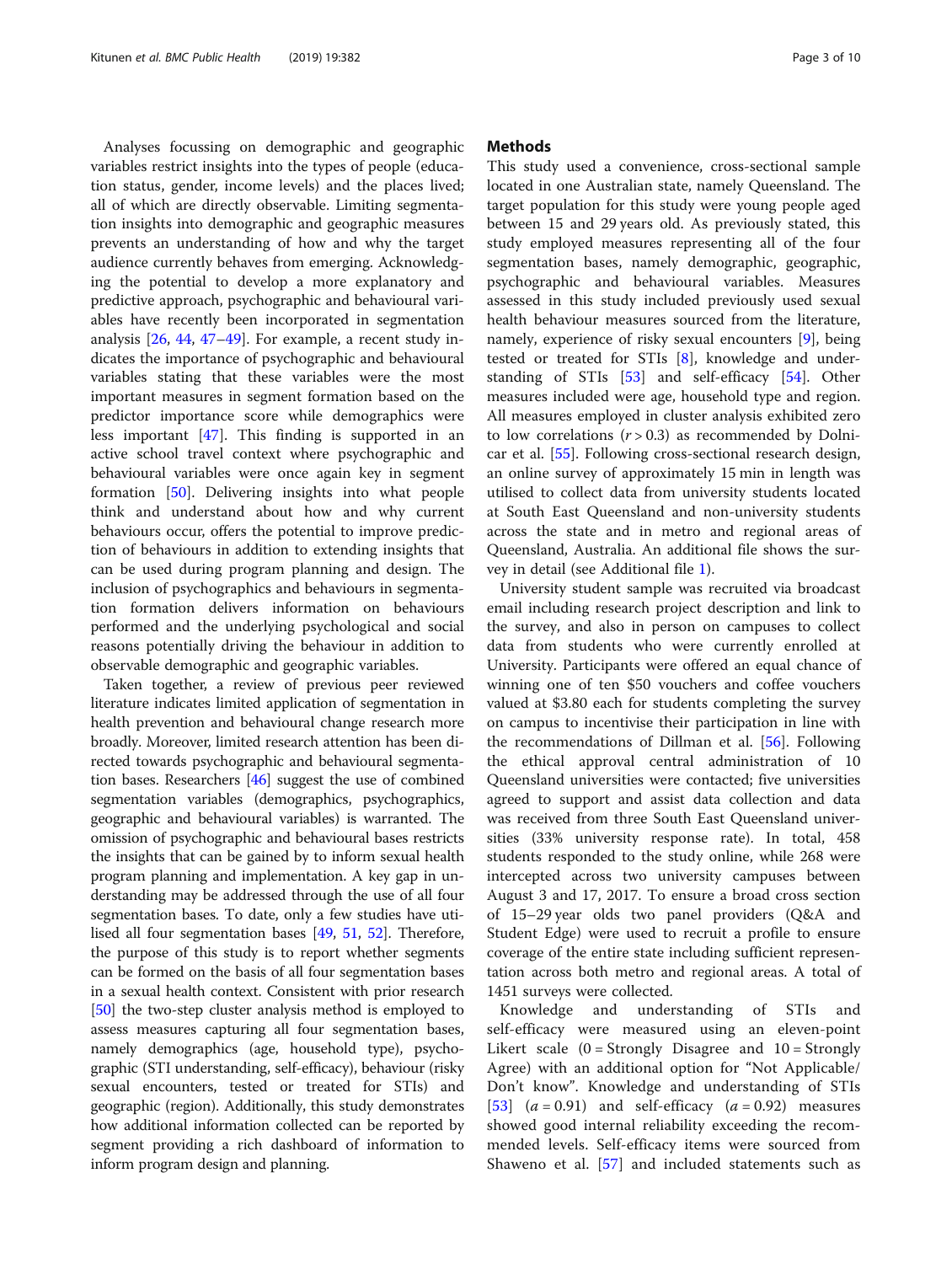Analyses focussing on demographic and geographic variables restrict insights into the types of people (education status, gender, income levels) and the places lived; all of which are directly observable. Limiting segmentation insights into demographic and geographic measures prevents an understanding of how and why the target audience currently behaves from emerging. Acknowledging the potential to develop a more explanatory and predictive approach, psychographic and behavioural variables have recently been incorporated in segmentation analysis [26, 44, 47–49]. For example, a recent study indicates the importance of psychographic and behavioural variables stating that these variables were the most important measures in segment formation based on the predictor importance score while demographics were less important [47]. This finding is supported in an active school travel context where psychographic and behavioural variables were once again key in segment formation [50]. Delivering insights into what people think and understand about how and why current behaviours occur, offers the potential to improve prediction of behaviours in addition to extending insights that can be used during program planning and design. The inclusion of psychographics and behaviours in segmentation formation delivers information on behaviours performed and the underlying psychological and social reasons potentially driving the behaviour in addition to observable demographic and geographic variables.

Taken together, a review of previous peer reviewed literature indicates limited application of segmentation in health prevention and behavioural change research more broadly. Moreover, limited research attention has been directed towards psychographic and behavioural segmentation bases. Researchers [46] suggest the use of combined segmentation variables (demographics, psychographics, geographic and behavioural variables) is warranted. The omission of psychographic and behavioural bases restricts the insights that can be gained by to inform sexual health program planning and implementation. A key gap in understanding may be addressed through the use of all four segmentation bases. To date, only a few studies have utilised all four segmentation bases [49, 51, 52]. Therefore, the purpose of this study is to report whether segments can be formed on the basis of all four segmentation bases in a sexual health context. Consistent with prior research [50] the two-step cluster analysis method is employed to assess measures capturing all four segmentation bases, namely demographics (age, household type), psychographic (STI understanding, self-efficacy), behaviour (risky sexual encounters, tested or treated for STIs) and geographic (region). Additionally, this study demonstrates how additional information collected can be reported by segment providing a rich dashboard of information to inform program design and planning.

## Methods

This study used a convenience, cross-sectional sample located in one Australian state, namely Queensland. The target population for this study were young people aged between 15 and 29 years old. As previously stated, this study employed measures representing all of the four segmentation bases, namely demographic, geographic, psychographic and behavioural variables. Measures assessed in this study included previously used sexual health behaviour measures sourced from the literature, namely, experience of risky sexual encounters [9], being tested or treated for STIs [8], knowledge and understanding of STIs [53] and self-efficacy [54]. Other measures included were age, household type and region. All measures employed in cluster analysis exhibited zero to low correlations ($r > 0.3$) as recommended by Dolnicar et al. [55]. Following cross-sectional research design, an online survey of approximately 15 min in length was utilised to collect data from university students located at South East Queensland and non-university students across the state and in metro and regional areas of Queensland, Australia. An additional file shows the survey in detail (see Additional file 1).

University student sample was recruited via broadcast email including research project description and link to the survey, and also in person on campuses to collect data from students who were currently enrolled at University. Participants were offered an equal chance of winning one of ten $50 vouchers and coffee vouchers valued at $3.80 each for students completing the survey on campus to incentivise their participation in line with the recommendations of Dillman et al. [56]. Following the ethical approval central administration of 10 Queensland universities were contacted; five universities agreed to support and assist data collection and data was received from three South East Queensland universities (33% university response rate). In total, 458 students responded to the study online, while 268 were intercepted across two university campuses between August 3 and 17, 2017. To ensure a broad cross section of 15–29 year olds two panel providers (Q&A and Student Edge) were used to recruit a profile to ensure coverage of the entire state including sufficient representation across both metro and regional areas. A total of 1451 surveys were collected.

Knowledge and understanding of STIs and self-efficacy were measured using an eleven-point Likert scale (0 = Strongly Disagree and 10 = Strongly Agree) with an additional option for "Not Applicable/ Don't know". Knowledge and understanding of STIs [53] ($a = 0.91$) and self-efficacy ($a = 0.92$) measures showed good internal reliability exceeding the recommended levels. Self-efficacy items were sourced from Shaweno et al. [57] and included statements such as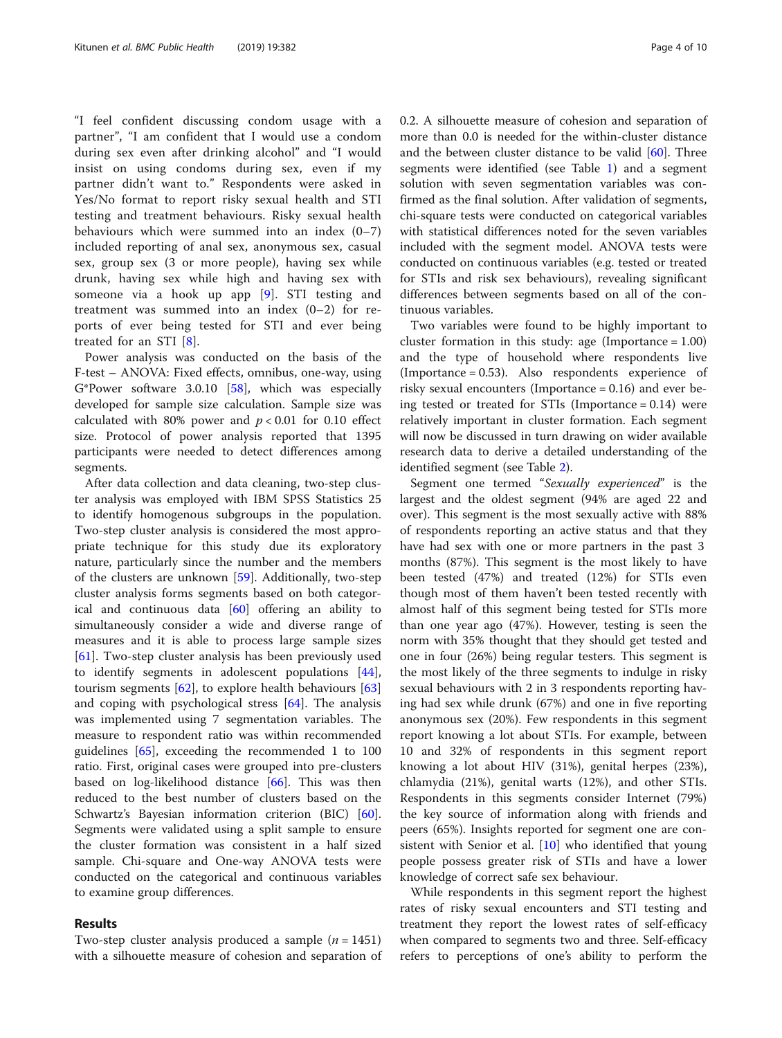"I feel confident discussing condom usage with a partner", "I am confident that I would use a condom during sex even after drinking alcohol" and "I would insist on using condoms during sex, even if my partner didn't want to." Respondents were asked in Yes/No format to report risky sexual health and STI testing and treatment behaviours. Risky sexual health behaviours which were summed into an index (0–7) included reporting of anal sex, anonymous sex, casual sex, group sex (3 or more people), having sex while drunk, having sex while high and having sex with someone via a hook up app [9]. STI testing and treatment was summed into an index (0–2) for reports of ever being tested for STI and ever being treated for an STI [8].

Power analysis was conducted on the basis of the F-test – ANOVA: Fixed effects, omnibus, one-way, using G*Power software 3.0.10 [58], which was especially developed for sample size calculation. Sample size was calculated with 80% power and $p < 0.01$ for 0.10 effect size. Protocol of power analysis reported that 1395 participants were needed to detect differences among segments.

After data collection and data cleaning, two-step cluster analysis was employed with IBM SPSS Statistics 25 to identify homogenous subgroups in the population. Two-step cluster analysis is considered the most appropriate technique for this study due its exploratory nature, particularly since the number and the members of the clusters are unknown [59]. Additionally, two-step cluster analysis forms segments based on both categorical and continuous data [60] offering an ability to simultaneously consider a wide and diverse range of measures and it is able to process large sample sizes [61]. Two-step cluster analysis has been previously used to identify segments in adolescent populations [44], tourism segments [62], to explore health behaviours [63] and coping with psychological stress [64]. The analysis was implemented using 7 segmentation variables. The measure to respondent ratio was within recommended guidelines [65], exceeding the recommended 1 to 100 ratio. First, original cases were grouped into pre-clusters based on log-likelihood distance [66]. This was then reduced to the best number of clusters based on the Schwartz's Bayesian information criterion (BIC) [60]. Segments were validated using a split sample to ensure the cluster formation was consistent in a half sized sample. Chi-square and One-way ANOVA tests were conducted on the categorical and continuous variables to examine group differences.

## Results

Two-step cluster analysis produced a sample ($n = 1451$) with a silhouette measure of cohesion and separation of 0.2. A silhouette measure of cohesion and separation of more than 0.0 is needed for the within-cluster distance and the between cluster distance to be valid [60]. Three segments were identified (see Table 1) and a segment solution with seven segmentation variables was confirmed as the final solution. After validation of segments, chi-square tests were conducted on categorical variables with statistical differences noted for the seven variables included with the segment model. ANOVA tests were conducted on continuous variables (e.g. tested or treated for STIs and risk sex behaviours), revealing significant differences between segments based on all of the continuous variables.

Two variables were found to be highly important to cluster formation in this study: age (Importance = 1.00) and the type of household where respondents live (Importance = 0.53). Also respondents experience of risky sexual encounters (Importance = 0.16) and ever being tested or treated for STIs (Importance = 0.14) were relatively important in cluster formation. Each segment will now be discussed in turn drawing on wider available research data to derive a detailed understanding of the identified segment (see Table 2).

Segment one termed "*Sexually experienced*" is the largest and the oldest segment (94% are aged 22 and over). This segment is the most sexually active with 88% of respondents reporting an active status and that they have had sex with one or more partners in the past 3 months (87%). This segment is the most likely to have been tested (47%) and treated (12%) for STIs even though most of them haven't been tested recently with almost half of this segment being tested for STIs more than one year ago (47%). However, testing is seen the norm with 35% thought that they should get tested and one in four (26%) being regular testers. This segment is the most likely of the three segments to indulge in risky sexual behaviours with 2 in 3 respondents reporting having had sex while drunk (67%) and one in five reporting anonymous sex (20%). Few respondents in this segment report knowing a lot about STIs. For example, between 10 and 32% of respondents in this segment report knowing a lot about HIV (31%), genital herpes (23%), chlamydia (21%), genital warts (12%), and other STIs. Respondents in this segments consider Internet (79%) the key source of information along with friends and peers (65%). Insights reported for segment one are consistent with Senior et al. [10] who identified that young people possess greater risk of STIs and have a lower knowledge of correct safe sex behaviour.

While respondents in this segment report the highest rates of risky sexual encounters and STI testing and treatment they report the lowest rates of self-efficacy when compared to segments two and three. Self-efficacy refers to perceptions of one's ability to perform the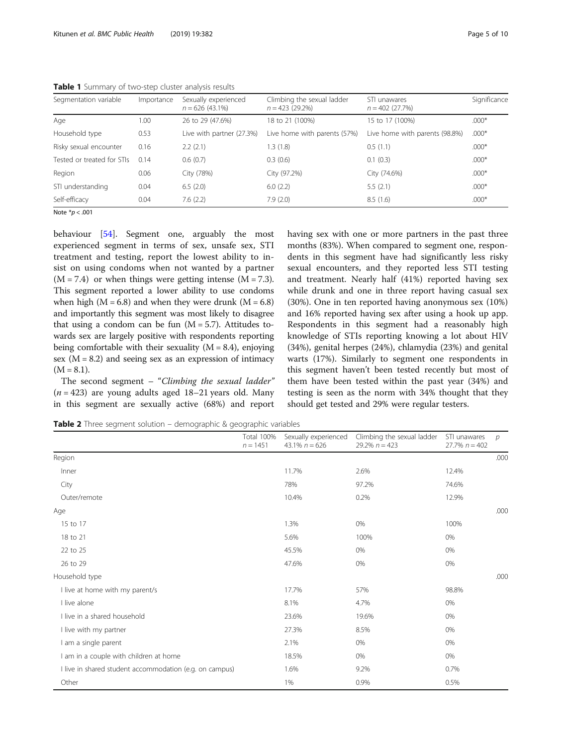**Table 1** Summary of two-step cluster analysis results

| Segmentation variable | Importance | Sexually experienced $n = 626$ (43.1%) | Climbing the sexual ladder $n = 423$ (29.2%) | STI unawares $n = 402$ (27.7%) | Significance |
|---|---|---|---|---|---|
| Age | 1.00 | 26 to 29 (47.6%) | 18 to 21 (100%) | 15 to 17 (100%) | .000* |
| Household type | 0.53 | Live with partner (27.3%) | Live home with parents (57%) | Live home with parents (98.8%) | .000* |
| Risky sexual encounter | 0.16 | 2.2 (2.1) | 1.3 (1.8) | 0.5 (1.1) | .000* |
| Tested or treated for STIs | 0.14 | 0.6 (0.7) | 0.3 (0.6) | 0.1 (0.3) | .000* |
| Region | 0.06 | City (78%) | City (97.2%) | City (74.6%) | .000* |
| STI understanding | 0.04 | 6.5 (2.0) | 6.0 (2.2) | 5.5 (2.1) | .000* |
| Self-efficacy | 0.04 | 7.6 (2.2) | 7.9 (2.0) | 8.5 (1.6) | .000* |

Note *$p < .001$

behaviour [54]. Segment one, arguably the most experienced segment in terms of sex, unsafe sex, STI treatment and testing, report the lowest ability to insist on using condoms when not wanted by a partner ($M = 7.4$) or when things were getting intense ($M = 7.3$). This segment reported a lower ability to use condoms when high ($M = 6.8$) and when they were drunk ($M = 6.8$) and importantly this segment was most likely to disagree that using a condom can be fun ($M = 5.7$). Attitudes towards sex are largely positive with respondents reporting being comfortable with their sexuality ($M = 8.4$), enjoying sex ($M = 8.2$) and seeing sex as an expression of intimacy ($M = 8.1$).

The second segment – "*Climbing the sexual ladder*" ($n = 423$) are young adults aged 18–21 years old. Many in this segment are sexually active (68%) and report having sex with one or more partners in the past three months (83%). When compared to segment one, respondents in this segment have had significantly less risky sexual encounters, and they reported less STI testing and treatment. Nearly half (41%) reported having sex while drunk and one in three report having casual sex (30%). One in ten reported having anonymous sex (10%) and 16% reported having sex after using a hook up app. Respondents in this segment had a reasonably high knowledge of STIs reporting knowing a lot about HIV (34%), genital herpes (24%), chlamydia (23%) and genital warts (17%). Similarly to segment one respondents in this segment haven't been tested recently but most of them have been tested within the past year (34%) and testing is seen as the norm with 34% thought that they should get tested and 29% were regular testers.

**Table 2** Three segment solution – demographic & geographic variables

| | Total 100% $n = 1451$ | Sexually experienced 43.1% $n = 626$ | Climbing the sexual ladder 29.2% $n = 423$ | STI unawares 27.7% $n = 402$ | $p$ |
|---|---|---|---|---|---|
| Region | | | | | .000 |
| Inner | | 11.7% | 2.6% | 12.4% | |
| City | | 78% | 97.2% | 74.6% | |
| Outer/remote | | 10.4% | 0.2% | 12.9% | |
| Age | | | | | .000 |
| 15 to 17 | | 1.3% | 0% | 100% | |
| 18 to 21 | | 5.6% | 100% | 0% | |
| 22 to 25 | | 45.5% | 0% | 0% | |
| 26 to 29 | | 47.6% | 0% | 0% | |
| Household type | | | | | .000 |
| I live at home with my parent/s | | 17.7% | 57% | 98.8% | |
| I live alone | | 8.1% | 4.7% | 0% | |
| I live in a shared household | | 23.6% | 19.6% | 0% | |
| I live with my partner | | 27.3% | 8.5% | 0% | |
| I am a single parent | | 2.1% | 0% | 0% | |
| I am in a couple with children at home | | 18.5% | 0% | 0% | |
| I live in shared student accommodation (e.g. on campus) | | 1.6% | 9.2% | 0.7% | |
| Other | | 1% | 0.9% | 0.5% | |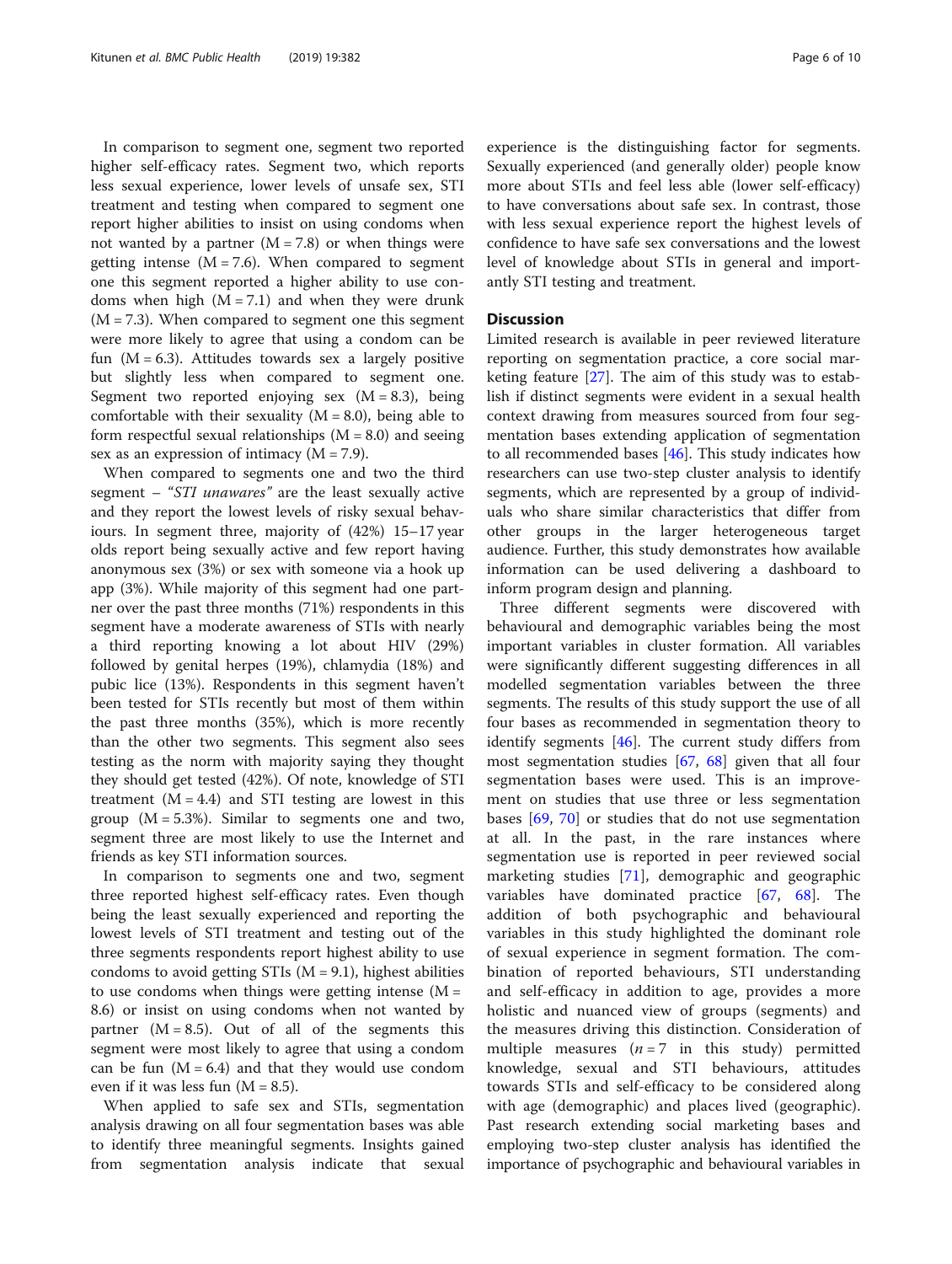In comparison to segment one, segment two reported higher self-efficacy rates. Segment two, which reports less sexual experience, lower levels of unsafe sex, STI treatment and testing when compared to segment one report higher abilities to insist on using condoms when not wanted by a partner (M = 7.8) or when things were getting intense (M = 7.6). When compared to segment one this segment reported a higher ability to use condoms when high (M = 7.1) and when they were drunk (M = 7.3). When compared to segment one this segment were more likely to agree that using a condom can be fun (M = 6.3). Attitudes towards sex a largely positive but slightly less when compared to segment one. Segment two reported enjoying sex (M = 8.3), being comfortable with their sexuality (M = 8.0), being able to form respectful sexual relationships (M = 8.0) and seeing sex as an expression of intimacy (M = 7.9).

When compared to segments one and two the third segment – "*STI unawares*" are the least sexually active and they report the lowest levels of risky sexual behaviours. In segment three, majority of (42%) 15–17 year olds report being sexually active and few report having anonymous sex (3%) or sex with someone via a hook up app (3%). While majority of this segment had one partner over the past three months (71%) respondents in this segment have a moderate awareness of STIs with nearly a third reporting knowing a lot about HIV (29%) followed by genital herpes (19%), chlamydia (18%) and pubic lice (13%). Respondents in this segment haven't been tested for STIs recently but most of them within the past three months (35%), which is more recently than the other two segments. This segment also sees testing as the norm with majority saying they thought they should get tested (42%). Of note, knowledge of STI treatment (M = 4.4) and STI testing are lowest in this group (M = 5.3%). Similar to segments one and two, segment three are most likely to use the Internet and friends as key STI information sources.

In comparison to segments one and two, segment three reported highest self-efficacy rates. Even though being the least sexually experienced and reporting the lowest levels of STI treatment and testing out of the three segments respondents report highest ability to use condoms to avoid getting STIs (M = 9.1), highest abilities to use condoms when things were getting intense (M = 8.6) or insist on using condoms when not wanted by partner (M = 8.5). Out of all of the segments this segment were most likely to agree that using a condom can be fun (M = 6.4) and that they would use condom even if it was less fun (M = 8.5).

When applied to safe sex and STIs, segmentation analysis drawing on all four segmentation bases was able to identify three meaningful segments. Insights gained from segmentation analysis indicate that sexual experience is the distinguishing factor for segments. Sexually experienced (and generally older) people know more about STIs and feel less able (lower self-efficacy) to have conversations about safe sex. In contrast, those with less sexual experience report the highest levels of confidence to have safe sex conversations and the lowest level of knowledge about STIs in general and importantly STI testing and treatment.

## Discussion

Limited research is available in peer reviewed literature reporting on segmentation practice, a core social marketing feature [27]. The aim of this study was to establish if distinct segments were evident in a sexual health context drawing from measures sourced from four segmentation bases extending application of segmentation to all recommended bases [46]. This study indicates how researchers can use two-step cluster analysis to identify segments, which are represented by a group of individuals who share similar characteristics that differ from other groups in the larger heterogeneous target audience. Further, this study demonstrates how available information can be used delivering a dashboard to inform program design and planning.

Three different segments were discovered with behavioural and demographic variables being the most important variables in cluster formation. All variables were significantly different suggesting differences in all modelled segmentation variables between the three segments. The results of this study support the use of all four bases as recommended in segmentation theory to identify segments [46]. The current study differs from most segmentation studies [67, 68] given that all four segmentation bases were used. This is an improvement on studies that use three or less segmentation bases [69, 70] or studies that do not use segmentation at all. In the past, in the rare instances where segmentation use is reported in peer reviewed social marketing studies [71], demographic and geographic variables have dominated practice [67, 68]. The addition of both psychographic and behavioural variables in this study highlighted the dominant role of sexual experience in segment formation. The combination of reported behaviours, STI understanding and self-efficacy in addition to age, provides a more holistic and nuanced view of groups (segments) and the measures driving this distinction. Consideration of multiple measures ($n = 7$ in this study) permitted knowledge, sexual and STI behaviours, attitudes towards STIs and self-efficacy to be considered along with age (demographic) and places lived (geographic). Past research extending social marketing bases and employing two-step cluster analysis has identified the importance of psychographic and behavioural variables in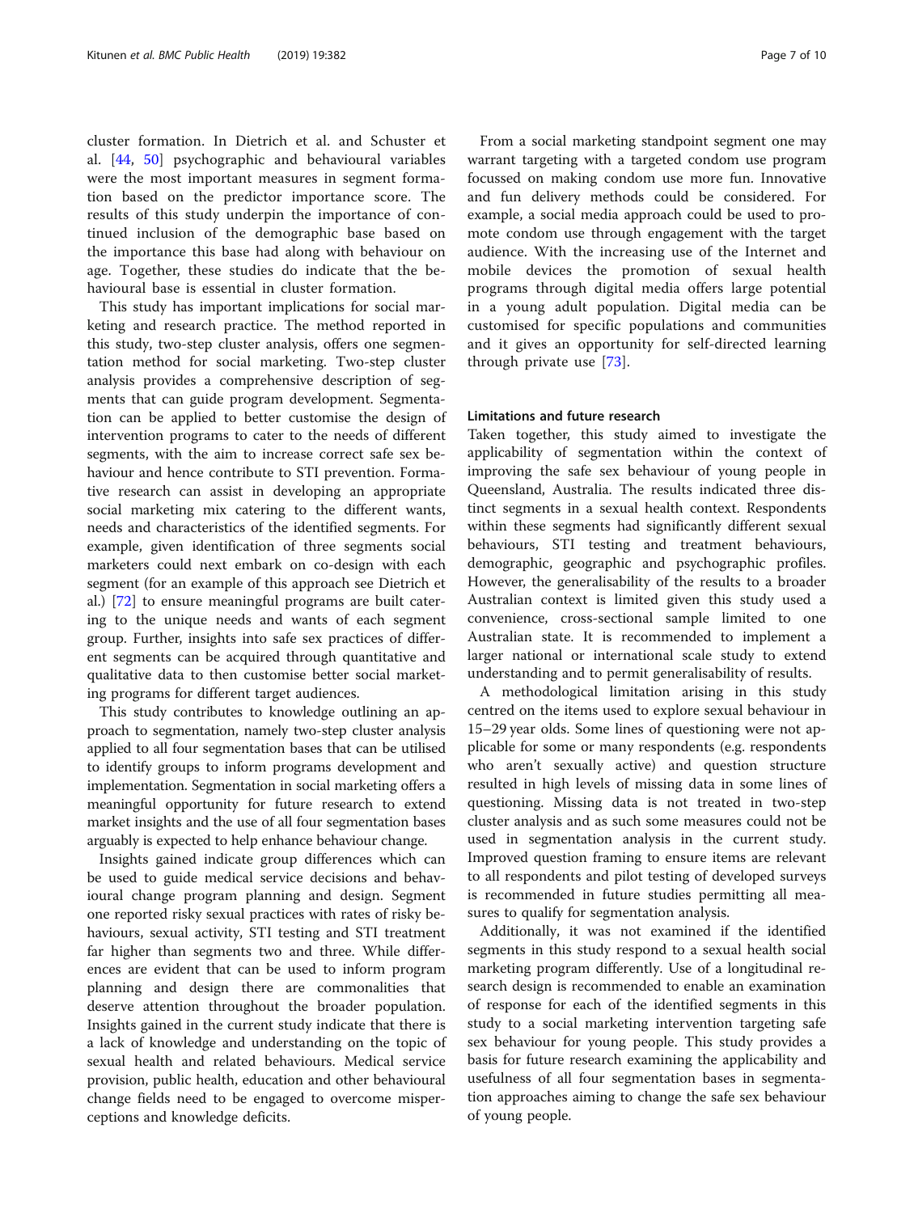cluster formation. In Dietrich et al. and Schuster et al. [44, 50] psychographic and behavioural variables were the most important measures in segment formation based on the predictor importance score. The results of this study underpin the importance of continued inclusion of the demographic base based on the importance this base had along with behaviour on age. Together, these studies do indicate that the behavioural base is essential in cluster formation.

This study has important implications for social marketing and research practice. The method reported in this study, two-step cluster analysis, offers one segmentation method for social marketing. Two-step cluster analysis provides a comprehensive description of segments that can guide program development. Segmentation can be applied to better customise the design of intervention programs to cater to the needs of different segments, with the aim to increase correct safe sex behaviour and hence contribute to STI prevention. Formative research can assist in developing an appropriate social marketing mix catering to the different wants, needs and characteristics of the identified segments. For example, given identification of three segments social marketers could next embark on co-design with each segment (for an example of this approach see Dietrich et al.) [72] to ensure meaningful programs are built catering to the unique needs and wants of each segment group. Further, insights into safe sex practices of different segments can be acquired through quantitative and qualitative data to then customise better social marketing programs for different target audiences.

This study contributes to knowledge outlining an approach to segmentation, namely two-step cluster analysis applied to all four segmentation bases that can be utilised to identify groups to inform programs development and implementation. Segmentation in social marketing offers a meaningful opportunity for future research to extend market insights and the use of all four segmentation bases arguably is expected to help enhance behaviour change.

Insights gained indicate group differences which can be used to guide medical service decisions and behavioural change program planning and design. Segment one reported risky sexual practices with rates of risky behaviours, sexual activity, STI testing and STI treatment far higher than segments two and three. While differences are evident that can be used to inform program planning and design there are commonalities that deserve attention throughout the broader population. Insights gained in the current study indicate that there is a lack of knowledge and understanding on the topic of sexual health and related behaviours. Medical service provision, public health, education and other behavioural change fields need to be engaged to overcome misperceptions and knowledge deficits.

From a social marketing standpoint segment one may warrant targeting with a targeted condom use program focussed on making condom use more fun. Innovative and fun delivery methods could be considered. For example, a social media approach could be used to promote condom use through engagement with the target audience. With the increasing use of the Internet and mobile devices the promotion of sexual health programs through digital media offers large potential in a young adult population. Digital media can be customised for specific populations and communities and it gives an opportunity for self-directed learning through private use [73].

### Limitations and future research

Taken together, this study aimed to investigate the applicability of segmentation within the context of improving the safe sex behaviour of young people in Queensland, Australia. The results indicated three distinct segments in a sexual health context. Respondents within these segments had significantly different sexual behaviours, STI testing and treatment behaviours, demographic, geographic and psychographic profiles. However, the generalisability of the results to a broader Australian context is limited given this study used a convenience, cross-sectional sample limited to one Australian state. It is recommended to implement a larger national or international scale study to extend understanding and to permit generalisability of results.

A methodological limitation arising in this study centred on the items used to explore sexual behaviour in 15–29 year olds. Some lines of questioning were not applicable for some or many respondents (e.g. respondents who aren't sexually active) and question structure resulted in high levels of missing data in some lines of questioning. Missing data is not treated in two-step cluster analysis and as such some measures could not be used in segmentation analysis in the current study. Improved question framing to ensure items are relevant to all respondents and pilot testing of developed surveys is recommended in future studies permitting all measures to qualify for segmentation analysis.

Additionally, it was not examined if the identified segments in this study respond to a sexual health social marketing program differently. Use of a longitudinal research design is recommended to enable an examination of response for each of the identified segments in this study to a social marketing intervention targeting safe sex behaviour for young people. This study provides a basis for future research examining the applicability and usefulness of all four segmentation bases in segmentation approaches aiming to change the safe sex behaviour of young people.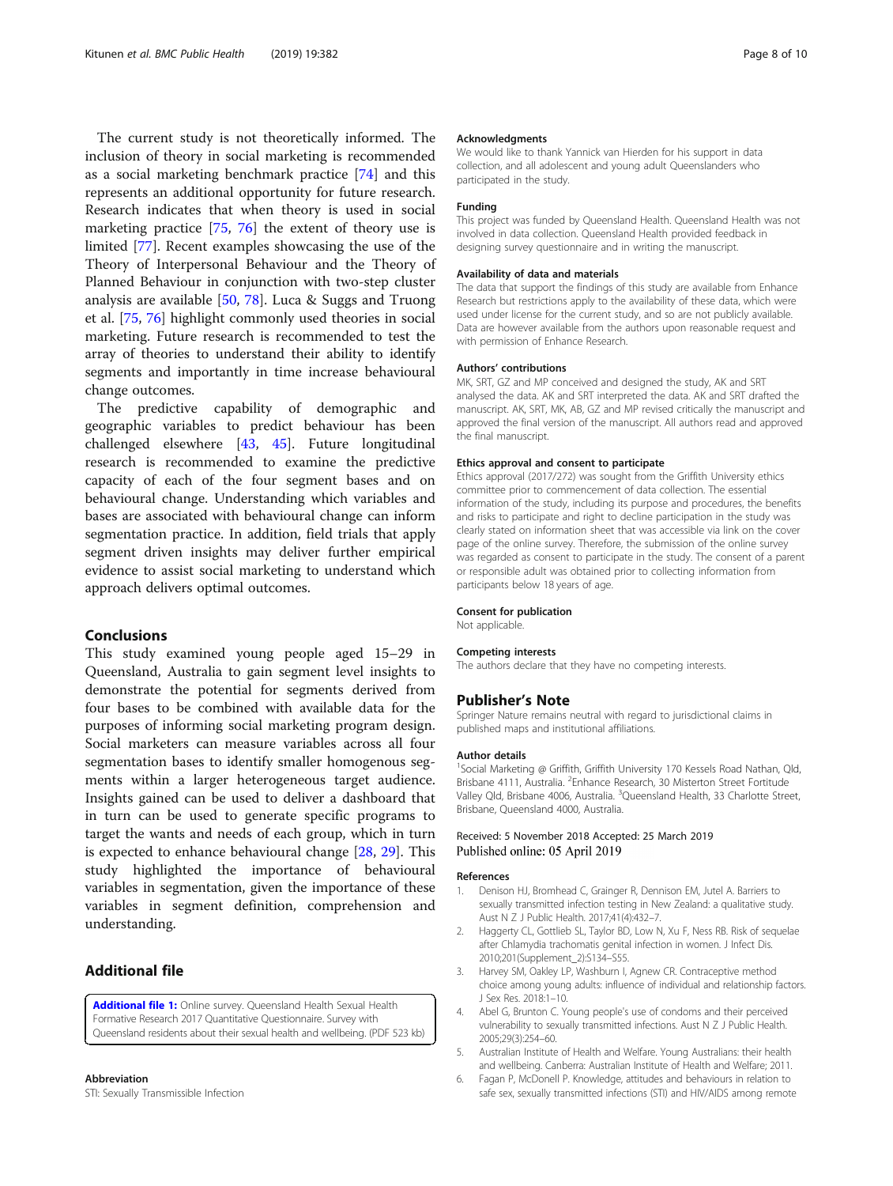The current study is not theoretically informed. The inclusion of theory in social marketing is recommended as a social marketing benchmark practice [74] and this represents an additional opportunity for future research. Research indicates that when theory is used in social marketing practice [75, 76] the extent of theory use is limited [77]. Recent examples showcasing the use of the Theory of Interpersonal Behaviour and the Theory of Planned Behaviour in conjunction with two-step cluster analysis are available [50, 78]. Luca & Suggs and Truong et al. [75, 76] highlight commonly used theories in social marketing. Future research is recommended to test the array of theories to understand their ability to identify segments and importantly in time increase behavioural change outcomes.

The predictive capability of demographic and geographic variables to predict behaviour has been challenged elsewhere [43, 45]. Future longitudinal research is recommended to examine the predictive capacity of each of the four segment bases and on behavioural change. Understanding which variables and bases are associated with behavioural change can inform segmentation practice. In addition, field trials that apply segment driven insights may deliver further empirical evidence to assist social marketing to understand which approach delivers optimal outcomes.

## Conclusions

This study examined young people aged 15–29 in Queensland, Australia to gain segment level insights to demonstrate the potential for segments derived from four bases to be combined with available data for the purposes of informing social marketing program design. Social marketers can measure variables across all four segmentation bases to identify smaller homogenous segments within a larger heterogeneous target audience. Insights gained can be used to deliver a dashboard that in turn can be used to generate specific programs to target the wants and needs of each group, which in turn is expected to enhance behavioural change [28, 29]. This study highlighted the importance of behavioural variables in segmentation, given the importance of these variables in segment definition, comprehension and understanding.

## Additional file

**Additional file 1:** Online survey. Queensland Health Sexual Health Formative Research 2017 Quantitative Questionnaire. Survey with Queensland residents about their sexual health and wellbeing. (PDF 523 kb)

#### Abbreviation

STI: Sexually Transmissible Infection

#### Acknowledgments

We would like to thank Yannick van Hierden for his support in data collection, and all adolescent and young adult Queenslanders who participated in the study.

#### Funding

This project was funded by Queensland Health. Queensland Health was not involved in data collection. Queensland Health provided feedback in designing survey questionnaire and in writing the manuscript.

#### Availability of data and materials

The data that support the findings of this study are available from Enhance Research but restrictions apply to the availability of these data, which were used under license for the current study, and so are not publicly available. Data are however available from the authors upon reasonable request and with permission of Enhance Research.

#### Authors' contributions

MK, SRT, GZ and MP conceived and designed the study, AK and SRT analysed the data. AK and SRT interpreted the data. AK and SRT drafted the manuscript. AK, SRT, MK, AB, GZ and MP revised critically the manuscript and approved the final version of the manuscript. All authors read and approved the final manuscript.

#### Ethics approval and consent to participate

Ethics approval (2017/272) was sought from the Griffith University ethics committee prior to commencement of data collection. The essential information of the study, including its purpose and procedures, the benefits and risks to participate and right to decline participation in the study was clearly stated on information sheet that was accessible via link on the cover page of the online survey. Therefore, the submission of the online survey was regarded as consent to participate in the study. The consent of a parent or responsible adult was obtained prior to collecting information from participants below 18 years of age.

#### Consent for publication

Not applicable.

#### Competing interests

The authors declare that they have no competing interests.

## Publisher's Note

Springer Nature remains neutral with regard to jurisdictional claims in published maps and institutional affiliations.

#### Author details

[1]Social Marketing @ Griffith, Griffith University 170 Kessels Road Nathan, Qld, Brisbane 4111, Australia. [2]Enhance Research, 30 Misterton Street Fortitude Valley Qld, Brisbane 4006, Australia. [3]Queensland Health, 33 Charlotte Street, Brisbane, Queensland 4000, Australia.

Received: 5 November 2018 Accepted: 25 March 2019
Published online: 05 April 2019

#### References

1. Denison HJ, Bromhead C, Grainger R, Dennison EM, Jutel A. Barriers to sexually transmitted infection testing in New Zealand: a qualitative study. Aust N Z J Public Health. 2017;41(4):432–7.
2. Haggerty CL, Gottlieb SL, Taylor BD, Low N, Xu F, Ness RB. Risk of sequelae after Chlamydia trachomatis genital infection in women. J Infect Dis. 2010;201(Supplement_2):S134–S55.
3. Harvey SM, Oakley LP, Washburn I, Agnew CR. Contraceptive method choice among young adults: influence of individual and relationship factors. J Sex Res. 2018:1–10.
4. Abel G, Brunton C. Young people's use of condoms and their perceived vulnerability to sexually transmitted infections. Aust N Z J Public Health. 2005;29(3):254–60.
5. Australian Institute of Health and Welfare. Young Australians: their health and wellbeing. Canberra: Australian Institute of Health and Welfare; 2011.
6. Fagan P, McDonell P. Knowledge, attitudes and behaviours in relation to safe sex, sexually transmitted infections (STI) and HIV/AIDS among remote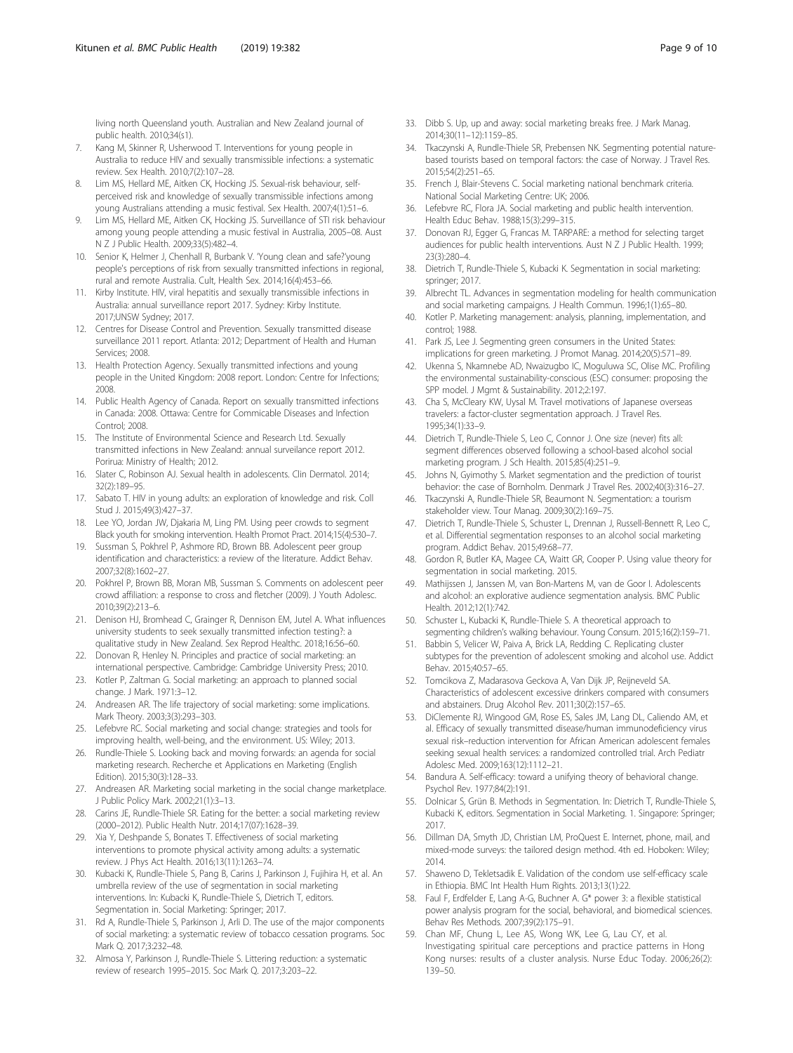living north Queensland youth. Australian and New Zealand journal of public health. 2010;34(s1).

7. Kang M, Skinner R, Usherwood T. Interventions for young people in Australia to reduce HIV and sexually transmissible infections: a systematic review. Sex Health. 2010;7(2):107–28.
8. Lim MS, Hellard ME, Aitken CK, Hocking JS. Sexual-risk behaviour, self-perceived risk and knowledge of sexually transmissible infections among young Australians attending a music festival. Sex Health. 2007;4(1):51–6.
9. Lim MS, Hellard ME, Aitken CK, Hocking JS. Surveillance of STI risk behaviour among young people attending a music festival in Australia, 2005–08. Aust N Z J Public Health. 2009;33(5):482–4.
10. Senior K, Helmer J, Chenhall R, Burbank V. 'Young clean and safe?'young people's perceptions of risk from sexually transmitted infections in regional, rural and remote Australia. Cult, Health Sex. 2014;16(4):453–66.
11. Kirby Institute. HIV, viral hepatitis and sexually transmissible infections in Australia: annual surveillance report 2017. Sydney: Kirby Institute. 2017;UNSW Sydney; 2017.
12. Centres for Disease Control and Prevention. Sexually transmitted disease surveillance 2011 report. Atlanta: 2012; Department of Health and Human Services; 2008.
13. Health Protection Agency. Sexually transmitted infections and young people in the United Kingdom: 2008 report. London: Centre for Infections; 2008.
14. Public Health Agency of Canada. Report on sexually transmitted infections in Canada: 2008. Ottawa: Centre for Commicable Diseases and Infection Control; 2008.
15. The Institute of Environmental Science and Research Ltd. Sexually transmitted infections in New Zealand: annual surveilance report 2012. Porirua: Ministry of Health; 2012.
16. Slater C, Robinson AJ. Sexual health in adolescents. Clin Dermatol. 2014; 32(2):189–95.
17. Sabato T. HIV in young adults: an exploration of knowledge and risk. Coll Stud J. 2015;49(3):427–37.
18. Lee YO, Jordan JW, Djakaria M, Ling PM. Using peer crowds to segment Black youth for smoking intervention. Health Promot Pract. 2014;15(4):530–7.
19. Sussman S, Pokhrel P, Ashmore RD, Brown BB. Adolescent peer group identification and characteristics: a review of the literature. Addict Behav. 2007;32(8):1602–27.
20. Pokhrel P, Brown BB, Moran MB, Sussman S. Comments on adolescent peer crowd affiliation: a response to cross and fletcher (2009). J Youth Adolesc. 2010;39(2):213–6.
21. Denison HJ, Bromhead C, Grainger R, Dennison EM, Jutel A. What influences university students to seek sexually transmitted infection testing?: a qualitative study in New Zealand. Sex Reprod Healthc. 2018;16:56–60.
22. Donovan R, Henley N. Principles and practice of social marketing: an international perspective. Cambridge: Cambridge University Press; 2010.
23. Kotler P, Zaltman G. Social marketing: an approach to planned social change. J Mark. 1971:3–12.
24. Andreasen AR. The life trajectory of social marketing: some implications. Mark Theory. 2003;3(3):293–303.
25. Lefebvre RC. Social marketing and social change: strategies and tools for improving health, well-being, and the environment. US: Wiley; 2013.
26. Rundle-Thiele S. Looking back and moving forwards: an agenda for social marketing research. Recherche et Applications en Marketing (English Edition). 2015;30(3):128–33.
27. Andreasen AR. Marketing social marketing in the social change marketplace. J Public Policy Mark. 2002;21(1):3–13.
28. Carins JE, Rundle-Thiele SR. Eating for the better: a social marketing review (2000–2012). Public Health Nutr. 2014;17(07):1628–39.
29. Xia Y, Deshpande S, Bonates T. Effectiveness of social marketing interventions to promote physical activity among adults: a systematic review. J Phys Act Health. 2016;13(11):1263–74.
30. Kubacki K, Rundle-Thiele S, Pang B, Carins J, Parkinson J, Fujihira H, et al. An umbrella review of the use of segmentation in social marketing interventions. In: Kubacki K, Rundle-Thiele S, Dietrich T, editors. Segmentation in. Social Marketing: Springer; 2017.
31. Rd A, Rundle-Thiele S, Parkinson J, Arli D. The use of the major components of social marketing: a systematic review of tobacco cessation programs. Soc Mark Q. 2017;3:232–48.
32. Almosa Y, Parkinson J, Rundle-Thiele S. Littering reduction: a systematic review of research 1995–2015. Soc Mark Q. 2017;3:203–22.
33. Dibb S. Up, up and away: social marketing breaks free. J Mark Manag. 2014;30(11–12):1159–85.
34. Tkaczynski A, Rundle-Thiele SR, Prebensen NK. Segmenting potential nature-based tourists based on temporal factors: the case of Norway. J Travel Res. 2015;54(2):251–65.
35. French J, Blair-Stevens C. Social marketing national benchmark criteria. National Social Marketing Centre: UK; 2006.
36. Lefebvre RC, Flora JA. Social marketing and public health intervention. Health Educ Behav. 1988;15(3):299–315.
37. Donovan RJ, Egger G, Francas M. TARPARE: a method for selecting target audiences for public health interventions. Aust N Z J Public Health. 1999; 23(3):280–4.
38. Dietrich T, Rundle-Thiele S, Kubacki K. Segmentation in social marketing: springer; 2017.
39. Albrecht TL. Advances in segmentation modeling for health communication and social marketing campaigns. J Health Commun. 1996;1(1):65–80.
40. Kotler P. Marketing management: analysis, planning, implementation, and control; 1988.
41. Park JS, Lee J. Segmenting green consumers in the United States: implications for green marketing. J Promot Manag. 2014;20(5):571–89.
42. Ukenna S, Nkamnebe AD, Nwaizugbo IC, Moguluwa SC, Olise MC. Profiling the environmental sustainability-conscious (ESC) consumer: proposing the SPP model. J Mgmt & Sustainability. 2012;2:197.
43. Cha S, McCleary KW, Uysal M. Travel motivations of Japanese overseas travelers: a factor-cluster segmentation approach. J Travel Res. 1995;34(1):33–9.
44. Dietrich T, Rundle-Thiele S, Leo C, Connor J. One size (never) fits all: segment differences observed following a school-based alcohol social marketing program. J Sch Health. 2015;85(4):251–9.
45. Johns N, Gyimothy S. Market segmentation and the prediction of tourist behavior: the case of Bornholm. Denmark J Travel Res. 2002;40(3):316–27.
46. Tkaczynski A, Rundle-Thiele SR, Beaumont N. Segmentation: a tourism stakeholder view. Tour Manag. 2009;30(2):169–75.
47. Dietrich T, Rundle-Thiele S, Schuster L, Drennan J, Russell-Bennett R, Leo C, et al. Differential segmentation responses to an alcohol social marketing program. Addict Behav. 2015;49:68–77.
48. Gordon R, Butler KA, Magee CA, Waitt GR, Cooper P. Using value theory for segmentation in social marketing. 2015.
49. Mathijssen J, Janssen M, van Bon-Martens M, van de Goor I. Adolescents and alcohol: an explorative audience segmentation analysis. BMC Public Health. 2012;12(1):742.
50. Schuster L, Kubacki K, Rundle-Thiele S. A theoretical approach to segmenting children's walking behaviour. Young Consum. 2015;16(2):159–71.
51. Babbin S, Velicer W, Paiva A, Brick LA, Redding C. Replicating cluster subtypes for the prevention of adolescent smoking and alcohol use. Addict Behav. 2015;40:57–65.
52. Tomcikova Z, Madarasova Geckova A, Van Dijk JP, Reijneveld SA. Characteristics of adolescent excessive drinkers compared with consumers and abstainers. Drug Alcohol Rev. 2011;30(2):157–65.
53. DiClemente RJ, Wingood GM, Rose ES, Sales JM, Lang DL, Caliendo AM, et al. Efficacy of sexually transmitted disease/human immunodeficiency virus sexual risk–reduction intervention for African American adolescent females seeking sexual health services: a randomized controlled trial. Arch Pediatr Adolesc Med. 2009;163(12):1112–21.
54. Bandura A. Self-efficacy: toward a unifying theory of behavioral change. Psychol Rev. 1977;84(2):191.
55. Dolnicar S, Grün B. Methods in Segmentation. In: Dietrich T, Rundle-Thiele S, Kubacki K, editors. Segmentation in Social Marketing. 1. Singapore: Springer; 2017.
56. Dillman DA, Smyth JD, Christian LM, ProQuest E. Internet, phone, mail, and mixed-mode surveys: the tailored design method. 4th ed. Hoboken: Wiley; 2014.
57. Shaweno D, Tekletsadik E. Validation of the condom use self-efficacy scale in Ethiopia. BMC Int Health Hum Rights. 2013;13(1):22.
58. Faul F, Erdfelder E, Lang A-G, Buchner A. G* power 3: a flexible statistical power analysis program for the social, behavioral, and biomedical sciences. Behav Res Methods. 2007;39(2):175–91.
59. Chan MF, Chung L, Lee AS, Wong WK, Lee G, Lau CY, et al. Investigating spiritual care perceptions and practice patterns in Hong Kong nurses: results of a cluster analysis. Nurse Educ Today. 2006;26(2): 139–50.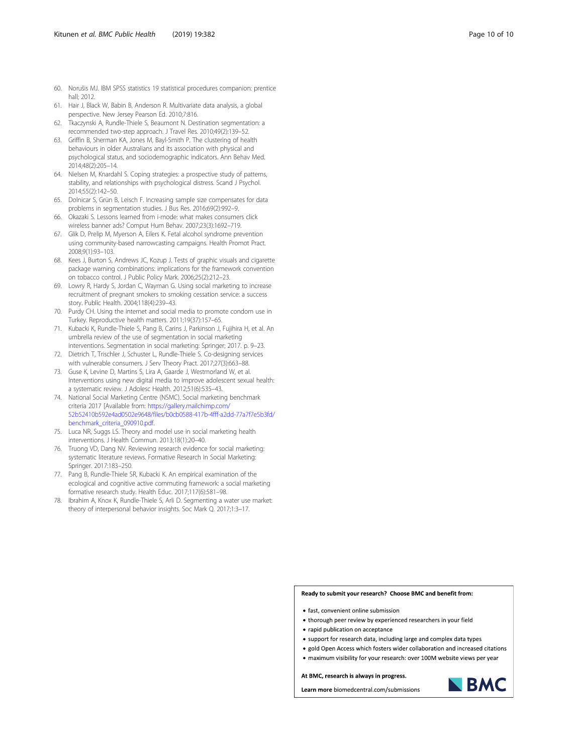60. Norušis MJ. IBM SPSS statistics 19 statistical procedures companion: prentice hall; 2012.
61. Hair J, Black W, Babin B, Anderson R. Multivariate data analysis, a global perspective. New Jersey Pearson Ed. 2010;7:816.
62. Tkaczynski A, Rundle-Thiele S, Beaumont N. Destination segmentation: a recommended two-step approach. J Travel Res. 2010;49(2):139–52.
63. Griffin B, Sherman KA, Jones M, Bayl-Smith P. The clustering of health behaviours in older Australians and its association with physical and psychological status, and sociodemographic indicators. Ann Behav Med. 2014;48(2):205–14.
64. Nielsen M, Knardahl S. Coping strategies: a prospective study of patterns, stability, and relationships with psychological distress. Scand J Psychol. 2014;55(2):142–50.
65. Dolnicar S, Grün B, Leisch F. Increasing sample size compensates for data problems in segmentation studies. J Bus Res. 2016;69(2):992–9.
66. Okazaki S. Lessons learned from i-mode: what makes consumers click wireless banner ads? Comput Hum Behav. 2007;23(3):1692–719.
67. Glik D, Prelip M, Myerson A, Eilers K. Fetal alcohol syndrome prevention using community-based narrowcasting campaigns. Health Promot Pract. 2008;9(1):93–103.
68. Kees J, Burton S, Andrews JC, Kozup J. Tests of graphic visuals and cigarette package warning combinations: implications for the framework convention on tobacco control. J Public Policy Mark. 2006;25(2):212–23.
69. Lowry R, Hardy S, Jordan C, Wayman G. Using social marketing to increase recruitment of pregnant smokers to smoking cessation service: a success story. Public Health. 2004;118(4):239–43.
70. Purdy CH. Using the internet and social media to promote condom use in Turkey. Reproductive health matters. 2011;19(37):157–65.
71. Kubacki K, Rundle-Thiele S, Pang B, Carins J, Parkinson J, Fujihira H, et al. An umbrella review of the use of segmentation in social marketing interventions. Segmentation in social marketing: Springer; 2017. p. 9–23.
72. Dietrich T, Trischler J, Schuster L, Rundle-Thiele S. Co-designing services with vulnerable consumers. J Serv Theory Pract. 2017;27(3):663–88.
73. Guse K, Levine D, Martins S, Lira A, Gaarde J, Westmorland W, et al. Interventions using new digital media to improve adolescent sexual health: a systematic review. J Adolesc Health. 2012;51(6):535–43.
74. National Social Marketing Centre (NSMC). Social marketing benchmark criteria 2017 [Available from: https://gallery.mailchimp.com/52b52410b592e4ad0502e9648/files/b0cb0588-417b-4fff-a2dd-77a7f7e5b3fd/benchmark_criteria_090910.pdf.
75. Luca NR, Suggs LS. Theory and model use in social marketing health interventions. J Health Commun. 2013;18(1):20–40.
76. Truong VD, Dang NV. Reviewing research evidence for social marketing: systematic literature reviews. Formative Research in Social Marketing: Springer. 2017:183–250.
77. Pang B, Rundle-Thiele SR, Kubacki K. An empirical examination of the ecological and cognitive active commuting framework: a social marketing formative research study. Health Educ. 2017;117(6):581–98.
78. Ibrahim A, Knox K, Rundle-Thiele S, Arli D. Segmenting a water use market: theory of interpersonal behavior insights. Soc Mark Q. 2017;1:3–17.

**Ready to submit your research? Choose BMC and benefit from:**

- fast, convenient online submission
- thorough peer review by experienced researchers in your field
- rapid publication on acceptance
- support for research data, including large and complex data types
- gold Open Access which fosters wider collaboration and increased citations
- maximum visibility for your research: over 100M website views per year

**At BMC, research is always in progress.**

**Learn more** biomedcentral.com/submissions

BMC